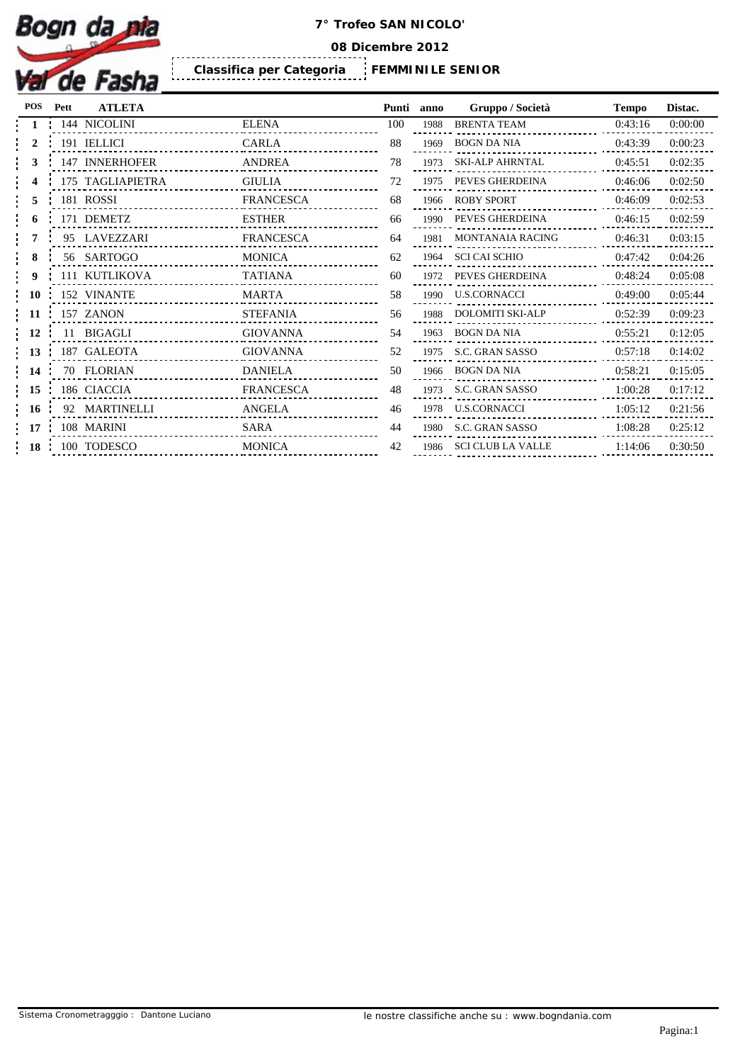# 7° Trofeo SAN NICOLO'

**08 Dicembre 2012**

**Classifica per Categoria** **FEMMINILE SENIOR**

| POS | Pett | ATLETA | | Punti | anno | Gruppo / Società | Tempo | Distac. |
|---|---|---|---|---|---|---|---|---|
| 1 | 144 | NICOLINI | ELENA | 100 | 1988 | BRENTA TEAM | 0:43:16 | 0:00:00 |
| 2 | 191 | IELLICI | CARLA | 88 | 1969 | BOGN DA NIA | 0:43:39 | 0:00:23 |
| 3 | 147 | INNERHOFER | ANDREA | 78 | 1973 | SKI-ALP AHRNTAL | 0:45:51 | 0:02:35 |
| 4 | 175 | TAGLIAPIETRA | GIULIA | 72 | 1975 | PEVES GHERDEINA | 0:46:06 | 0:02:50 |
| 5 | 181 | ROSSI | FRANCESCA | 68 | 1966 | ROBY SPORT | 0:46:09 | 0:02:53 |
| 6 | 171 | DEMETZ | ESTHER | 66 | 1990 | PEVES GHERDEINA | 0:46:15 | 0:02:59 |
| 7 | 95 | LAVEZZARI | FRANCESCA | 64 | 1981 | MONTANAIA RACING | 0:46:31 | 0:03:15 |
| 8 | 56 | SARTOGO | MONICA | 62 | 1964 | SCI CAI SCHIO | 0:47:42 | 0:04:26 |
| 9 | 111 | KUTLIKOVA | TATIANA | 60 | 1972 | PEVES GHERDEINA | 0:48:24 | 0:05:08 |
| 10 | 152 | VINANTE | MARTA | 58 | 1990 | U.S.CORNACCI | 0:49:00 | 0:05:44 |
| 11 | 157 | ZANON | STEFANIA | 56 | 1988 | DOLOMITI SKI-ALP | 0:52:39 | 0:09:23 |
| 12 | 11 | BIGAGLI | GIOVANNA | 54 | 1963 | BOGN DA NIA | 0:55:21 | 0:12:05 |
| 13 | 187 | GALEOTA | GIOVANNA | 52 | 1975 | S.C. GRAN SASSO | 0:57:18 | 0:14:02 |
| 14 | 70 | FLORIAN | DANIELA | 50 | 1966 | BOGN DA NIA | 0:58:21 | 0:15:05 |
| 15 | 186 | CIACCIA | FRANCESCA | 48 | 1973 | S.C. GRAN SASSO | 1:00:28 | 0:17:12 |
| 16 | 92 | MARTINELLI | ANGELA | 46 | 1978 | U.S.CORNACCI | 1:05:12 | 0:21:56 |
| 17 | 108 | MARINI | SARA | 44 | 1980 | S.C. GRAN SASSO | 1:08:28 | 0:25:12 |
| 18 | 100 | TODESCO | MONICA | 42 | 1986 | SCI CLUB LA VALLE | 1:14:06 | 0:30:50 |

Sistema Cronometragggio : Dantone Luciano

le nostre classifiche anche su : www.bogndania.com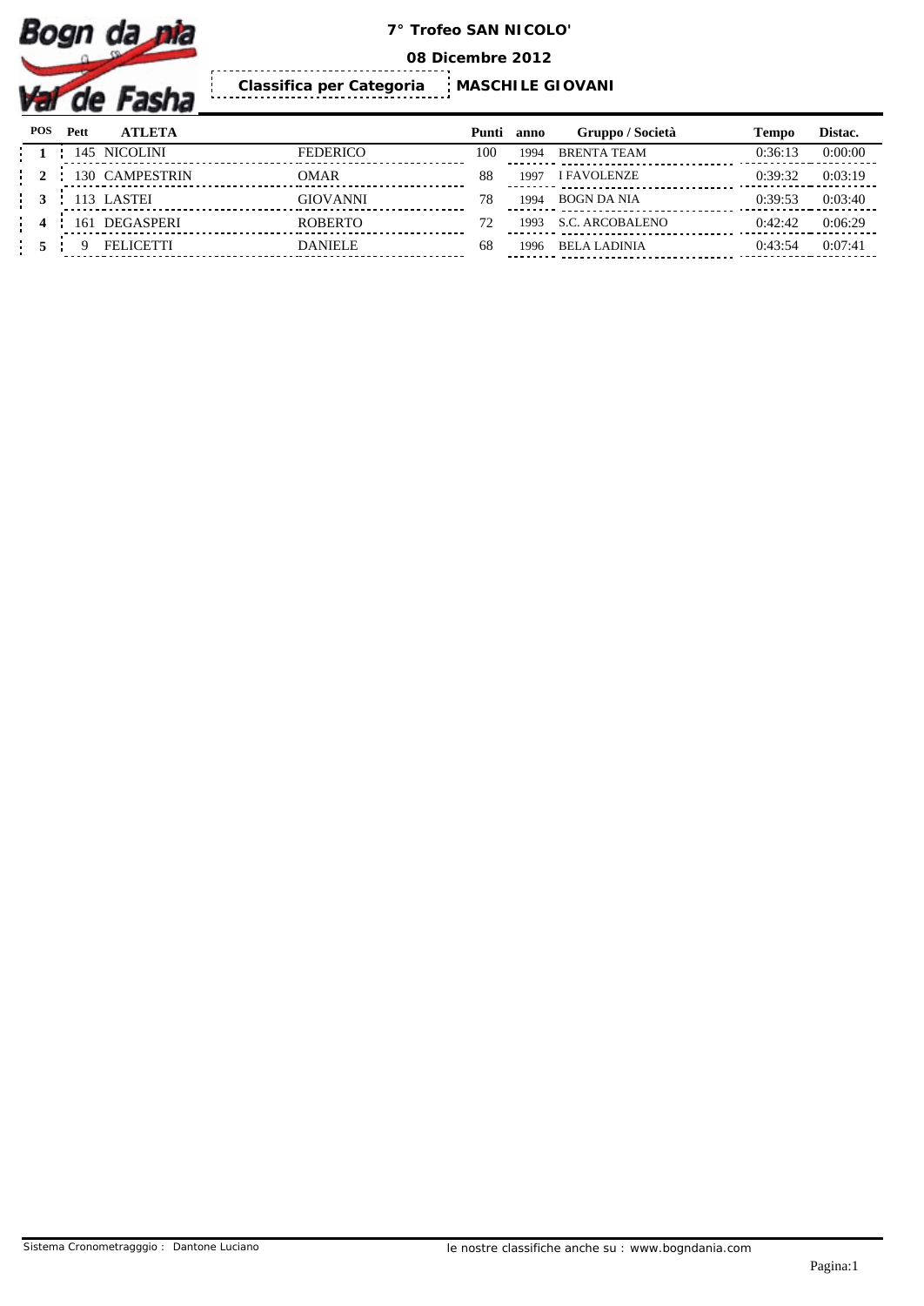# 7° Trofeo SAN NICOLO'

**08 Dicembre 2012**

**Classifica per Categoria** | **MASCHILE GIOVANI**

| POS | Pett | ATLETA | | Punti | anno | Gruppo / Società | Tempo | Distac. |
|---|---|---|---|---|---|---|---|---|
| 1 | 145 | NICOLINI | FEDERICO | 100 | 1994 | BRENTA TEAM | 0:36:13 | 0:00:00 |
| 2 | 130 | CAMPESTRIN | OMAR | 88 | 1997 | I FAVOLENZE | 0:39:32 | 0:03:19 |
| 3 | 113 | LASTEI | GIOVANNI | 78 | 1994 | BOGN DA NIA | 0:39:53 | 0:03:40 |
| 4 | 161 | DEGASPERI | ROBERTO | 72 | 1993 | S.C. ARCOBALENO | 0:42:42 | 0:06:29 |
| 5 | 9 | FELICETTI | DANIELE | 68 | 1996 | BELA LADINIA | 0:43:54 | 0:07:41 |

Sistema Cronometragggio : Dantone Luciano

le nostre classifiche anche su : www.bogndania.com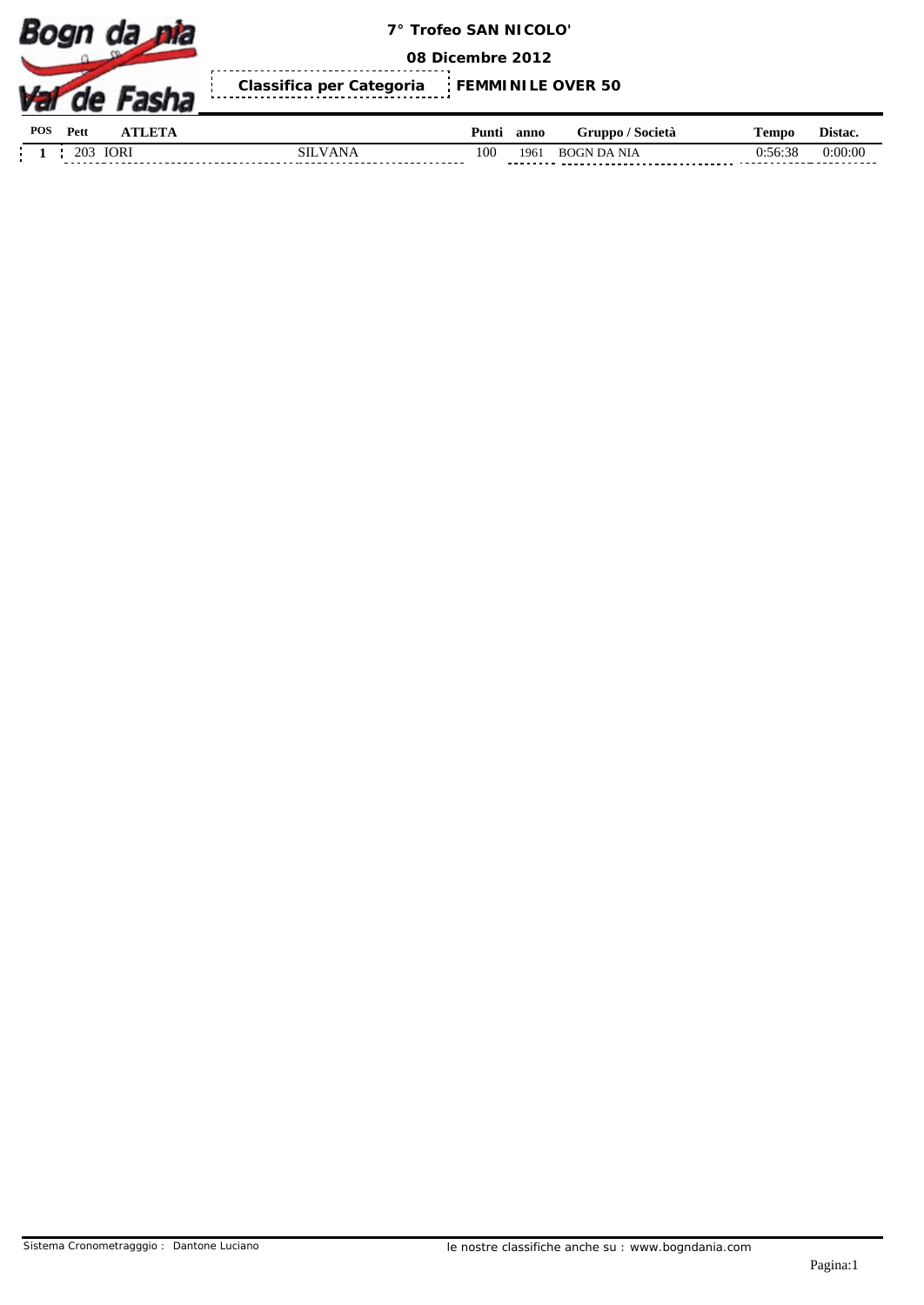**7° Trofeo SAN NICOLO'**

**08 Dicembre 2012**

**Classifica per Categoria** **FEMMINILE OVER 50**

| POS | Pett | ATLETA | | Punti | anno | Gruppo / Società | Tempo | Distac. |
|---|---|---|---|---|---|---|---|---|
| 1 | 203 | IORI | SILVANA | 100 | 1961 | BOGN DA NIA | 0:56:38 | 0:00:00 |

Sistema Cronometragggio : Dantone Luciano

le nostre classifiche anche su : www.bogndania.com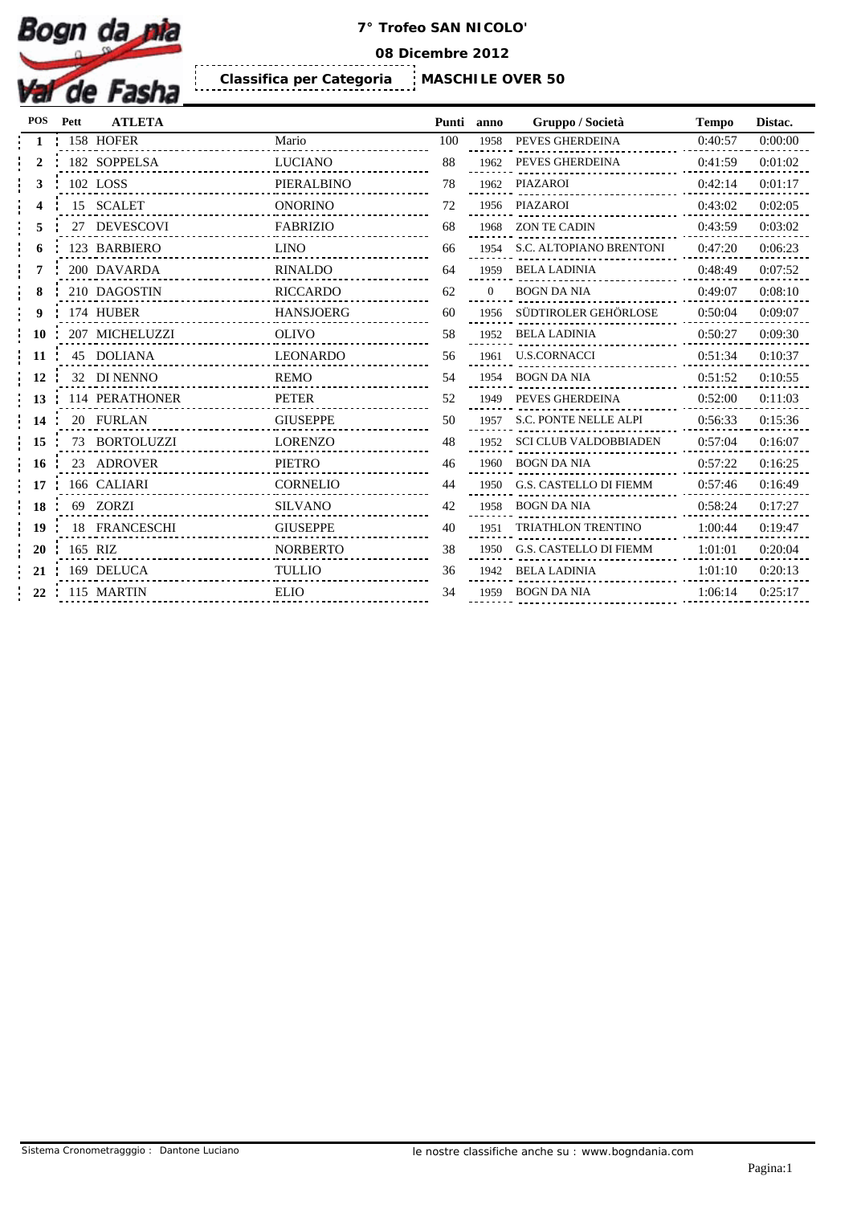# 7° Trofeo SAN NICOLO'

**08 Dicembre 2012**

**Classifica per Categoria** **MASCHILE OVER 50**

| POS | Pett | ATLETA | | Punti | anno | Gruppo / Società | Tempo | Distac. |
|---|---|---|---|---|---|---|---|---|
| 1 | 158 | HOFER | Mario | 100 | 1958 | PEVES GHERDEINA | 0:40:57 | 0:00:00 |
| 2 | 182 | SOPPELSA | LUCIANO | 88 | 1962 | PEVES GHERDEINA | 0:41:59 | 0:01:02 |
| 3 | 102 | LOSS | PIERALBINO | 78 | 1962 | PIAZAROI | 0:42:14 | 0:01:17 |
| 4 | 15 | SCALET | ONORINO | 72 | 1956 | PIAZAROI | 0:43:02 | 0:02:05 |
| 5 | 27 | DEVESCOVI | FABRIZIO | 68 | 1968 | ZON TE CADIN | 0:43:59 | 0:03:02 |
| 6 | 123 | BARBIERO | LINO | 66 | 1954 | S.C. ALTOPIANO BRENTONI | 0:47:20 | 0:06:23 |
| 7 | 200 | DAVARDA | RINALDO | 64 | 1959 | BELA LADINIA | 0:48:49 | 0:07:52 |
| 8 | 210 | DAGOSTIN | RICCARDO | 62 | 0 | BOGN DA NIA | 0:49:07 | 0:08:10 |
| 9 | 174 | HUBER | HANSJOERG | 60 | 1956 | SÜDTIROLER GEHÖRLOSE | 0:50:04 | 0:09:07 |
| 10 | 207 | MICHELUZZI | OLIVO | 58 | 1952 | BELA LADINIA | 0:50:27 | 0:09:30 |
| 11 | 45 | DOLIANA | LEONARDO | 56 | 1961 | U.S.CORNACCI | 0:51:34 | 0:10:37 |
| 12 | 32 | DI NENNO | REMO | 54 | 1954 | BOGN DA NIA | 0:51:52 | 0:10:55 |
| 13 | 114 | PERATHONER | PETER | 52 | 1949 | PEVES GHERDEINA | 0:52:00 | 0:11:03 |
| 14 | 20 | FURLAN | GIUSEPPE | 50 | 1957 | S.C. PONTE NELLE ALPI | 0:56:33 | 0:15:36 |
| 15 | 73 | BORTOLUZZI | LORENZO | 48 | 1952 | SCI CLUB VALDOBBIADEN | 0:57:04 | 0:16:07 |
| 16 | 23 | ADROVER | PIETRO | 46 | 1960 | BOGN DA NIA | 0:57:22 | 0:16:25 |
| 17 | 166 | CALIARI | CORNELIO | 44 | 1950 | G.S. CASTELLO DI FIEMM | 0:57:46 | 0:16:49 |
| 18 | 69 | ZORZI | SILVANO | 42 | 1958 | BOGN DA NIA | 0:58:24 | 0:17:27 |
| 19 | 18 | FRANCESCHI | GIUSEPPE | 40 | 1951 | TRIATHLON TRENTINO | 1:00:44 | 0:19:47 |
| 20 | 165 | RIZ | NORBERTO | 38 | 1950 | G.S. CASTELLO DI FIEMM | 1:01:01 | 0:20:04 |
| 21 | 169 | DELUCA | TULLIO | 36 | 1942 | BELA LADINIA | 1:01:10 | 0:20:13 |
| 22 | 115 | MARTIN | ELIO | 34 | 1959 | BOGN DA NIA | 1:06:14 | 0:25:17 |

Sistema Cronometragggio : Dantone Luciano

le nostre classifiche anche su : www.bogndania.com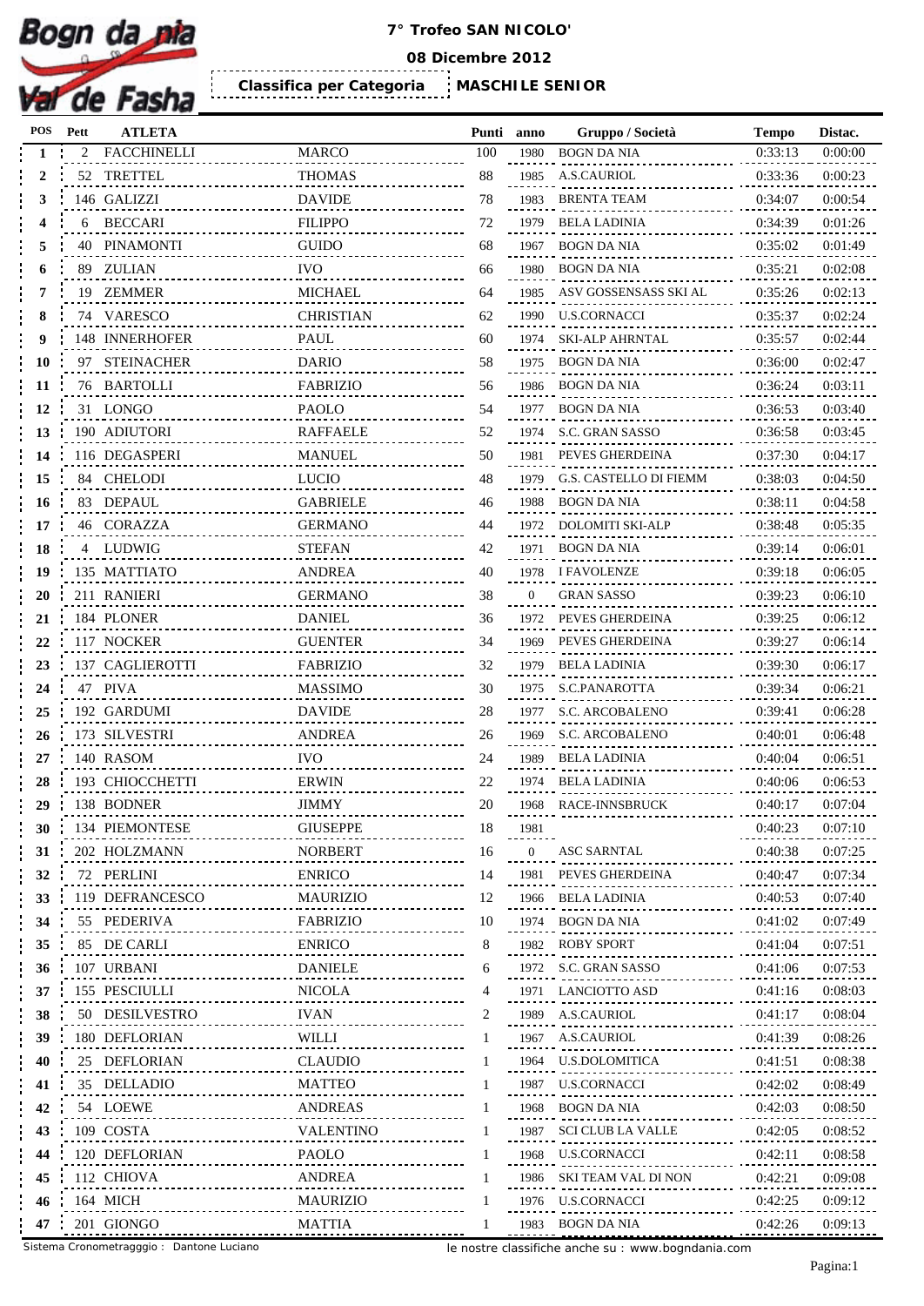**Bogn da nia Val de Fasha**

**7° Trofeo SAN NICOLO'**

**08 Dicembre 2012**

**Classifica per Categoria** **MASCHILE SENIOR**

| POS | Pett | ATLETA | | Punti | anno | Gruppo / Società | Tempo | Distac. |
|---|---|---|---|---|---|---|---|---|
| 1 | 2 | FACCHINELLI | MARCO | 100 | 1980 | BOGN DA NIA | 0:33:13 | 0:00:00 |
| 2 | 52 | TRETTEL | THOMAS | 88 | 1985 | A.S.CAURIOL | 0:33:36 | 0:00:23 |
| 3 | 146 | GALIZZI | DAVIDE | 78 | 1983 | BRENTA TEAM | 0:34:07 | 0:00:54 |
| 4 | 6 | BECCARI | FILIPPO | 72 | 1979 | BELA LADINIA | 0:34:39 | 0:01:26 |
| 5 | 40 | PINAMONTI | GUIDO | 68 | 1967 | BOGN DA NIA | 0:35:02 | 0:01:49 |
| 6 | 89 | ZULIAN | IVO | 66 | 1980 | BOGN DA NIA | 0:35:21 | 0:02:08 |
| 7 | 19 | ZEMMER | MICHAEL | 64 | 1985 | ASV GOSSENSASS SKI AL | 0:35:26 | 0:02:13 |
| 8 | 74 | VARESCO | CHRISTIAN | 62 | 1990 | U.S.CORNACCI | 0:35:37 | 0:02:24 |
| 9 | 148 | INNERHOFER | PAUL | 60 | 1974 | SKI-ALP AHRNTAL | 0:35:57 | 0:02:44 |
| 10 | 97 | STEINACHER | DARIO | 58 | 1975 | BOGN DA NIA | 0:36:00 | 0:02:47 |
| 11 | 76 | BARTOLLI | FABRIZIO | 56 | 1986 | BOGN DA NIA | 0:36:24 | 0:03:11 |
| 12 | 31 | LONGO | PAOLO | 54 | 1977 | BOGN DA NIA | 0:36:53 | 0:03:40 |
| 13 | 190 | ADIUTORI | RAFFAELE | 52 | 1974 | S.C. GRAN SASSO | 0:36:58 | 0:03:45 |
| 14 | 116 | DEGASPERI | MANUEL | 50 | 1981 | PEVES GHERDEINA | 0:37:30 | 0:04:17 |
| 15 | 84 | CHELODI | LUCIO | 48 | 1979 | G.S. CASTELLO DI FIEMM | 0:38:03 | 0:04:50 |
| 16 | 83 | DEPAUL | GABRIELE | 46 | 1988 | BOGN DA NIA | 0:38:11 | 0:04:58 |
| 17 | 46 | CORAZZA | GERMANO | 44 | 1972 | DOLOMITI SKI-ALP | 0:38:48 | 0:05:35 |
| 18 | 4 | LUDWIG | STEFAN | 42 | 1971 | BOGN DA NIA | 0:39:14 | 0:06:01 |
| 19 | 135 | MATTIATO | ANDREA | 40 | 1978 | I FAVOLENZE | 0:39:18 | 0:06:05 |
| 20 | 211 | RANIERI | GERMANO | 38 | 0 | GRAN SASSO | 0:39:23 | 0:06:10 |
| 21 | 184 | PLONER | DANIEL | 36 | 1972 | PEVES GHERDEINA | 0:39:25 | 0:06:12 |
| 22 | 117 | NOCKER | GUENTER | 34 | 1969 | PEVES GHERDEINA | 0:39:27 | 0:06:14 |
| 23 | 137 | CAGLIEROTTI | FABRIZIO | 32 | 1979 | BELA LADINIA | 0:39:30 | 0:06:17 |
| 24 | 47 | PIVA | MASSIMO | 30 | 1975 | S.C.PANAROTTA | 0:39:34 | 0:06:21 |
| 25 | 192 | GARDUMI | DAVIDE | 28 | 1977 | S.C. ARCOBALENO | 0:39:41 | 0:06:28 |
| 26 | 173 | SILVESTRI | ANDREA | 26 | 1969 | S.C. ARCOBALENO | 0:40:01 | 0:06:48 |
| 27 | 140 | RASOM | IVO | 24 | 1989 | BELA LADINIA | 0:40:04 | 0:06:51 |
| 28 | 193 | CHIOCCHETTI | ERWIN | 22 | 1974 | BELA LADINIA | 0:40:06 | 0:06:53 |
| 29 | 138 | BODNER | JIMMY | 20 | 1968 | RACE-INNSBRUCK | 0:40:17 | 0:07:04 |
| 30 | 134 | PIEMONTESE | GIUSEPPE | 18 | 1981 | | 0:40:23 | 0:07:10 |
| 31 | 202 | HOLZMANN | NORBERT | 16 | 0 | ASC SARNTAL | 0:40:38 | 0:07:25 |
| 32 | 72 | PERLINI | ENRICO | 14 | 1981 | PEVES GHERDEINA | 0:40:47 | 0:07:34 |
| 33 | 119 | DEFRANCESCO | MAURIZIO | 12 | 1966 | BELA LADINIA | 0:40:53 | 0:07:40 |
| 34 | 55 | PEDERIVA | FABRIZIO | 10 | 1974 | BOGN DA NIA | 0:41:02 | 0:07:49 |
| 35 | 85 | DE CARLI | ENRICO | 8 | 1982 | ROBY SPORT | 0:41:04 | 0:07:51 |
| 36 | 107 | URBANI | DANIELE | 6 | 1972 | S.C. GRAN SASSO | 0:41:06 | 0:07:53 |
| 37 | 155 | PESCIULLI | NICOLA | 4 | 1971 | LANCIOTTO ASD | 0:41:16 | 0:08:03 |
| 38 | 50 | DESILVESTRO | IVAN | 2 | 1989 | A.S.CAURIOL | 0:41:17 | 0:08:04 |
| 39 | 180 | DEFLORIAN | WILLI | 1 | 1967 | A.S.CAURIOL | 0:41:39 | 0:08:26 |
| 40 | 25 | DEFLORIAN | CLAUDIO | 1 | 1964 | U.S.DOLOMITICA | 0:41:51 | 0:08:38 |
| 41 | 35 | DELLADIO | MATTEO | 1 | 1987 | U.S.CORNACCI | 0:42:02 | 0:08:49 |
| 42 | 54 | LOEWE | ANDREAS | 1 | 1968 | BOGN DA NIA | 0:42:03 | 0:08:50 |
| 43 | 109 | COSTA | VALENTINO | 1 | 1987 | SCI CLUB LA VALLE | 0:42:05 | 0:08:52 |
| 44 | 120 | DEFLORIAN | PAOLO | 1 | 1968 | U.S.CORNACCI | 0:42:11 | 0:08:58 |
| 45 | 112 | CHIOVA | ANDREA | 1 | 1986 | SKI TEAM VAL DI NON | 0:42:21 | 0:09:08 |
| 46 | 164 | MICH | MAURIZIO | 1 | 1976 | U.S.CORNACCI | 0:42:25 | 0:09:12 |
| 47 | 201 | GIONGO | MATTIA | 1 | 1983 | BOGN DA NIA | 0:42:26 | 0:09:13 |

Sistema Cronometragggio : Dantone Luciano

le nostre classifiche anche su : www.bogndania.com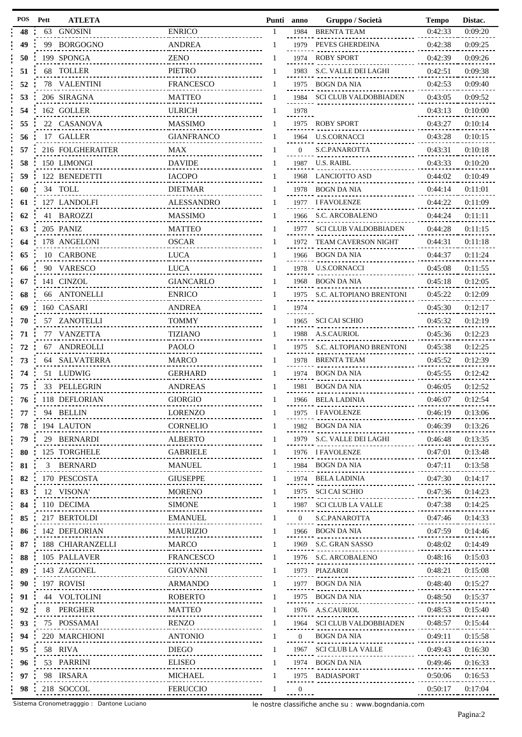| POS | Pett | ATLETA | | Punti | anno | Gruppo / Società | Tempo | Distac. |
|---|---|---|---|---|---|---|---|---|
| 48 | 63 | GNOSINI | ENRICO | 1 | 1984 | BRENTA TEAM | 0:42:33 | 0:09:20 |
| 49 | 99 | BORGOGNO | ANDREA | 1 | 1979 | PEVES GHERDEINA | 0:42:38 | 0:09:25 |
| 50 | 199 | SPONGA | ZENO | 1 | 1974 | ROBY SPORT | 0:42:39 | 0:09:26 |
| 51 | 68 | TOLLER | PIETRO | 1 | 1983 | S.C. VALLE DEI LAGHI | 0:42:51 | 0:09:38 |
| 52 | 78 | VALENTINI | FRANCESCO | 1 | 1975 | BOGN DA NIA | 0:42:53 | 0:09:40 |
| 53 | 206 | SIRAGNA | MATTEO | 1 | 1984 | SCI CLUB VALDOBBIADEN | 0:43:05 | 0:09:52 |
| 54 | 162 | GOLLER | ULRICH | 1 | 1978 | | 0:43:13 | 0:10:00 |
| 55 | 22 | CASANOVA | MASSIMO | 1 | 1975 | ROBY SPORT | 0:43:27 | 0:10:14 |
| 56 | 17 | GALLER | GIANFRANCO | 1 | 1964 | U.S.CORNACCI | 0:43:28 | 0:10:15 |
| 57 | 216 | FOLGHERAITER | MAX | 1 | 0 | S.C.PANAROTTA | 0:43:31 | 0:10:18 |
| 58 | 150 | LIMONGI | DAVIDE | 1 | 1987 | U.S. RAIBL | 0:43:33 | 0:10:20 |
| 59 | 122 | BENEDETTI | IACOPO | 1 | 1968 | LANCIOTTO ASD | 0:44:02 | 0:10:49 |
| 60 | 34 | TOLL | DIETMAR | 1 | 1978 | BOGN DA NIA | 0:44:14 | 0:11:01 |
| 61 | 127 | LANDOLFI | ALESSANDRO | 1 | 1977 | I FAVOLENZE | 0:44:22 | 0:11:09 |
| 62 | 41 | BAROZZI | MASSIMO | 1 | 1966 | S.C. ARCOBALENO | 0:44:24 | 0:11:11 |
| 63 | 205 | PANIZ | MATTEO | 1 | 1977 | SCI CLUB VALDOBBIADEN | 0:44:28 | 0:11:15 |
| 64 | 178 | ANGELONI | OSCAR | 1 | 1972 | TEAM CAVERSON NIGHT | 0:44:31 | 0:11:18 |
| 65 | 10 | CARBONE | LUCA | 1 | 1966 | BOGN DA NIA | 0:44:37 | 0:11:24 |
| 66 | 90 | VARESCO | LUCA | 1 | 1978 | U.S.CORNACCI | 0:45:08 | 0:11:55 |
| 67 | 141 | CINZOL | GIANCARLO | 1 | 1968 | BOGN DA NIA | 0:45:18 | 0:12:05 |
| 68 | 66 | ANTONELLI | ENRICO | 1 | 1975 | S.C. ALTOPIANO BRENTONI | 0:45:22 | 0:12:09 |
| 69 | 160 | CASARI | ANDREA | 1 | 1974 | | 0:45:30 | 0:12:17 |
| 70 | 57 | ZANOTELLI | TOMMY | 1 | 1965 | SCI CAI SCHIO | 0:45:32 | 0:12:19 |
| 71 | 77 | VANZETTA | TIZIANO | 1 | 1988 | A.S.CAURIOL | 0:45:36 | 0:12:23 |
| 72 | 67 | ANDREOLLI | PAOLO | 1 | 1975 | S.C. ALTOPIANO BRENTONI | 0:45:38 | 0:12:25 |
| 73 | 64 | SALVATERRA | MARCO | 1 | 1978 | BRENTA TEAM | 0:45:52 | 0:12:39 |
| 74 | 51 | LUDWIG | GERHARD | 1 | 1974 | BOGN DA NIA | 0:45:55 | 0:12:42 |
| 75 | 33 | PELLEGRIN | ANDREAS | 1 | 1981 | BOGN DA NIA | 0:46:05 | 0:12:52 |
| 76 | 118 | DEFLORIAN | GIORGIO | 1 | 1966 | BELA LADINIA | 0:46:07 | 0:12:54 |
| 77 | 94 | BELLIN | LORENZO | 1 | 1975 | I FAVOLENZE | 0:46:19 | 0:13:06 |
| 78 | 194 | LAUTON | CORNELIO | 1 | 1982 | BOGN DA NIA | 0:46:39 | 0:13:26 |
| 79 | 29 | BERNARDI | ALBERTO | 1 | 1979 | S.C. VALLE DEI LAGHI | 0:46:48 | 0:13:35 |
| 80 | 125 | TORGHELE | GABRIELE | 1 | 1976 | I FAVOLENZE | 0:47:01 | 0:13:48 |
| 81 | 3 | BERNARD | MANUEL | 1 | 1984 | BOGN DA NIA | 0:47:11 | 0:13:58 |
| 82 | 170 | PESCOSTA | GIUSEPPE | 1 | 1974 | BELA LADINIA | 0:47:30 | 0:14:17 |
| 83 | 12 | VISONA' | MORENO | 1 | 1975 | SCI CAI SCHIO | 0:47:36 | 0:14:23 |
| 84 | 110 | DECIMA | SIMONE | 1 | 1987 | SCI CLUB LA VALLE | 0:47:38 | 0:14:25 |
| 85 | 217 | BERTOLDI | EMANUEL | 1 | 0 | S.C.PANAROTTA | 0:47:46 | 0:14:33 |
| 86 | 142 | DEFLORIAN | MAURIZIO | 1 | 1966 | BOGN DA NIA | 0:47:59 | 0:14:46 |
| 87 | 188 | CHIARANZELLI | MARCO | 1 | 1969 | S.C. GRAN SASSO | 0:48:02 | 0:14:49 |
| 88 | 105 | PALLAVER | FRANCESCO | 1 | 1976 | S.C. ARCOBALENO | 0:48:16 | 0:15:03 |
| 89 | 143 | ZAGONEL | GIOVANNI | 1 | 1973 | PIAZAROI | 0:48:21 | 0:15:08 |
| 90 | 197 | ROVISI | ARMANDO | 1 | 1977 | BOGN DA NIA | 0:48:40 | 0:15:27 |
| 91 | 44 | VOLTOLINI | ROBERTO | 1 | 1975 | BOGN DA NIA | 0:48:50 | 0:15:37 |
| 92 | 8 | PERGHER | MATTEO | 1 | 1976 | A.S.CAURIOL | 0:48:53 | 0:15:40 |
| 93 | 75 | POSSAMAI | RENZO | 1 | 1964 | SCI CLUB VALDOBBIADEN | 0:48:57 | 0:15:44 |
| 94 | 220 | MARCHIONI | ANTONIO | 1 | 0 | BOGN DA NIA | 0:49:11 | 0:15:58 |
| 95 | 58 | RIVA | DIEGO | 1 | 1967 | SCI CLUB LA VALLE | 0:49:43 | 0:16:30 |
| 96 | 53 | PARRINI | ELISEO | 1 | 1974 | BOGN DA NIA | 0:49:46 | 0:16:33 |
| 97 | 98 | IRSARA | MICHAEL | 1 | 1975 | BADIASPORT | 0:50:06 | 0:16:53 |
| 98 | 218 | SOCCOL | FERUCCIO | 1 | 0 | | 0:50:17 | 0:17:04 |

Sistema Cronometragggio : Dantone Luciano

le nostre classifiche anche su : www.bogndania.com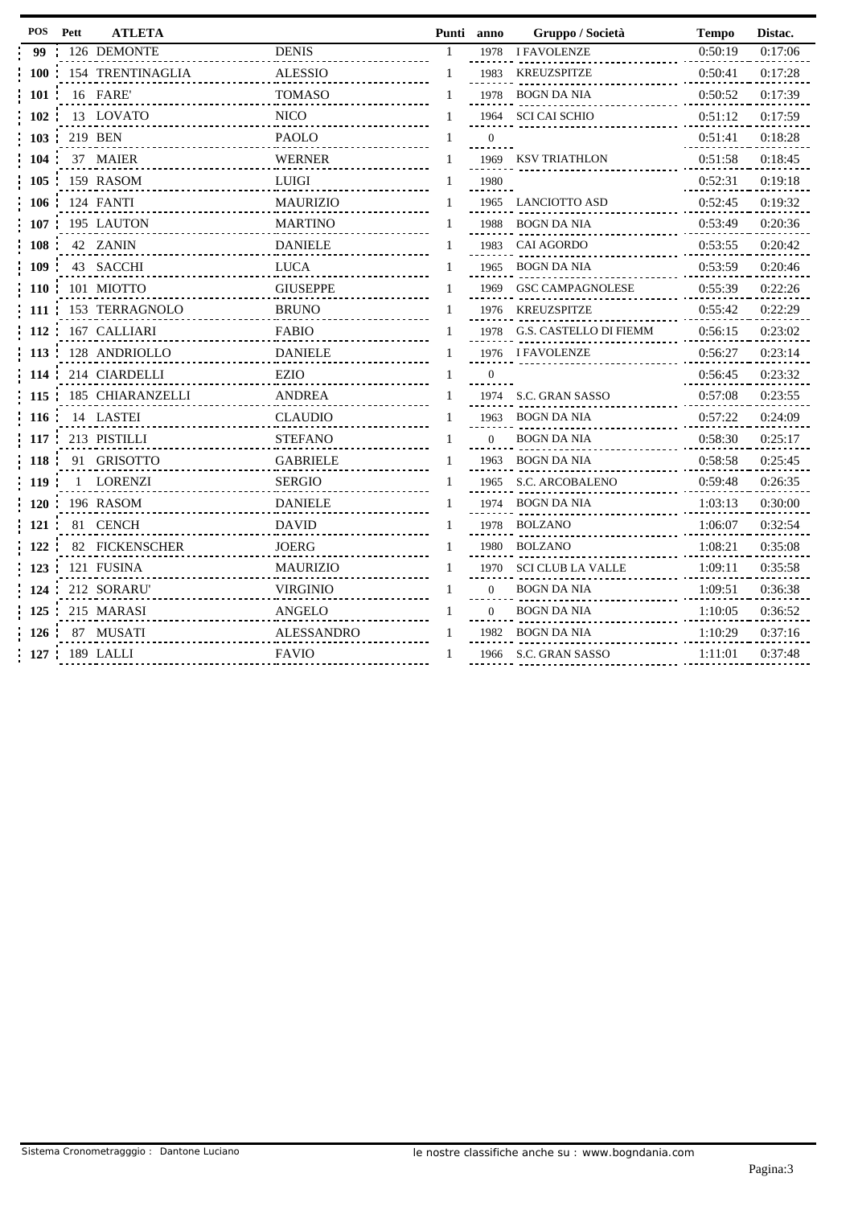| POS | Pett | ATLETA | | Punti | anno | Gruppo / Società | Tempo | Distac. |
|---|---|---|---|---|---|---|---|---|
| 99 | 126 | DEMONTE | DENIS | 1 | 1978 | I FAVOLENZE | 0:50:19 | 0:17:06 |
| 100 | 154 | TRENTINAGLIA | ALESSIO | 1 | 1983 | KREUZSPITZE | 0:50:41 | 0:17:28 |
| 101 | 16 | FARE' | TOMASO | 1 | 1978 | BOGN DA NIA | 0:50:52 | 0:17:39 |
| 102 | 13 | LOVATO | NICO | 1 | 1964 | SCI CAI SCHIO | 0:51:12 | 0:17:59 |
| 103 | 219 | BEN | PAOLO | 1 | 0 | | 0:51:41 | 0:18:28 |
| 104 | 37 | MAIER | WERNER | 1 | 1969 | KSV TRIATHLON | 0:51:58 | 0:18:45 |
| 105 | 159 | RASOM | LUIGI | 1 | 1980 | | 0:52:31 | 0:19:18 |
| 106 | 124 | FANTI | MAURIZIO | 1 | 1965 | LANCIOTTO ASD | 0:52:45 | 0:19:32 |
| 107 | 195 | LAUTON | MARTINO | 1 | 1988 | BOGN DA NIA | 0:53:49 | 0:20:36 |
| 108 | 42 | ZANIN | DANIELE | 1 | 1983 | CAI AGORDO | 0:53:55 | 0:20:42 |
| 109 | 43 | SACCHI | LUCA | 1 | 1965 | BOGN DA NIA | 0:53:59 | 0:20:46 |
| 110 | 101 | MIOTTO | GIUSEPPE | 1 | 1969 | GSC CAMPAGNOLESE | 0:55:39 | 0:22:26 |
| 111 | 153 | TERRAGNOLO | BRUNO | 1 | 1976 | KREUZSPITZE | 0:55:42 | 0:22:29 |
| 112 | 167 | CALLIARI | FABIO | 1 | 1978 | G.S. CASTELLO DI FIEMM | 0:56:15 | 0:23:02 |
| 113 | 128 | ANDRIOLLO | DANIELE | 1 | 1976 | I FAVOLENZE | 0:56:27 | 0:23:14 |
| 114 | 214 | CIARDELLI | EZIO | 1 | 0 | | 0:56:45 | 0:23:32 |
| 115 | 185 | CHIARANZELLI | ANDREA | 1 | 1974 | S.C. GRAN SASSO | 0:57:08 | 0:23:55 |
| 116 | 14 | LASTEI | CLAUDIO | 1 | 1963 | BOGN DA NIA | 0:57:22 | 0:24:09 |
| 117 | 213 | PISTILLI | STEFANO | 1 | 0 | BOGN DA NIA | 0:58:30 | 0:25:17 |
| 118 | 91 | GRISOTTO | GABRIELE | 1 | 1963 | BOGN DA NIA | 0:58:58 | 0:25:45 |
| 119 | 1 | LORENZI | SERGIO | 1 | 1965 | S.C. ARCOBALENO | 0:59:48 | 0:26:35 |
| 120 | 196 | RASOM | DANIELE | 1 | 1974 | BOGN DA NIA | 1:03:13 | 0:30:00 |
| 121 | 81 | CENCH | DAVID | 1 | 1978 | BOLZANO | 1:06:07 | 0:32:54 |
| 122 | 82 | FICKENSCHER | JOERG | 1 | 1980 | BOLZANO | 1:08:21 | 0:35:08 |
| 123 | 121 | FUSINA | MAURIZIO | 1 | 1970 | SCI CLUB LA VALLE | 1:09:11 | 0:35:58 |
| 124 | 212 | SORARU' | VIRGINIO | 1 | 0 | BOGN DA NIA | 1:09:51 | 0:36:38 |
| 125 | 215 | MARASI | ANGELO | 1 | 0 | BOGN DA NIA | 1:10:05 | 0:36:52 |
| 126 | 87 | MUSATI | ALESSANDRO | 1 | 1982 | BOGN DA NIA | 1:10:29 | 0:37:16 |
| 127 | 189 | LALLI | FAVIO | 1 | 1966 | S.C. GRAN SASSO | 1:11:01 | 0:37:48 |

Sistema Cronometragggio : Dantone Luciano

le nostre classifiche anche su : www.bogndania.com